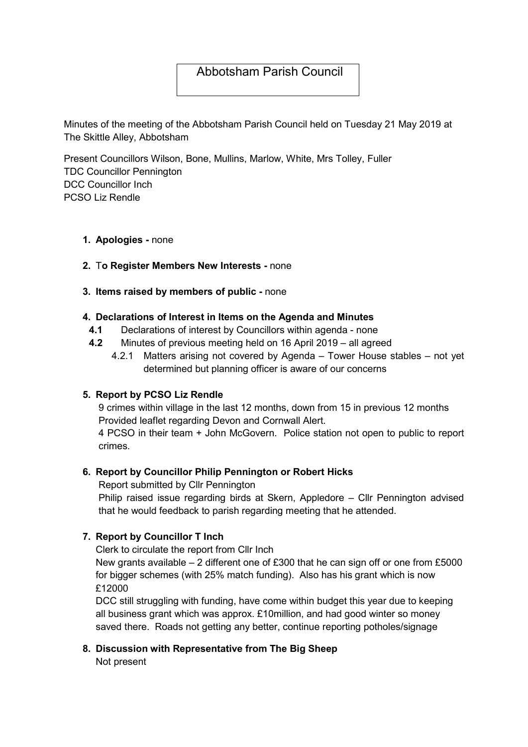# Abbotsham Parish Council

Minutes of the meeting of the Abbotsham Parish Council held on Tuesday 21 May 2019 at The Skittle Alley, Abbotsham

Present Councillors Wilson, Bone, Mullins, Marlow, White, Mrs Tolley, Fuller
TDC Councillor Pennington
DCC Councillor Inch
PCSO Liz Rendle

1. **Apologies -** none

2. T**o Register Members New Interests -** none

3. **Items raised by members of public -** none

4. **Declarations of Interest in Items on the Agenda and Minutes**
   - **4.1** Declarations of interest by Councillors within agenda - none
   - **4.2** Minutes of previous meeting held on 16 April 2019 – all agreed
     - 4.2.1 Matters arising not covered by Agenda – Tower House stables – not yet determined but planning officer is aware of our concerns

5. **Report by PCSO Liz Rendle**

   9 crimes within village in the last 12 months, down from 15 in previous 12 months
   Provided leaflet regarding Devon and Cornwall Alert.
   4 PCSO in their team + John McGovern. Police station not open to public to report crimes.

6. **Report by Councillor Philip Pennington or Robert Hicks**

   Report submitted by Cllr Pennington
   Philip raised issue regarding birds at Skern, Appledore – Cllr Pennington advised that he would feedback to parish regarding meeting that he attended.

7. **Report by Councillor T Inch**

   Clerk to circulate the report from Cllr Inch
   New grants available – 2 different one of £300 that he can sign off or one from £5000 for bigger schemes (with 25% match funding). Also has his grant which is now £12000
   DCC still struggling with funding, have come within budget this year due to keeping all business grant which was approx. £10million, and had good winter so money saved there. Roads not getting any better, continue reporting potholes/signage

8. **Discussion with Representative from The Big Sheep**

   Not present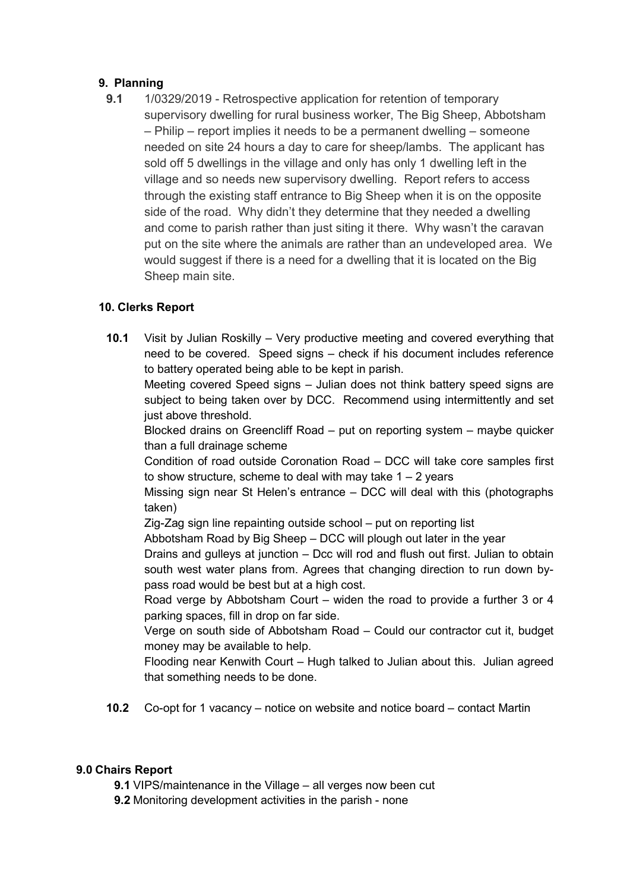## 9. Planning

**9.1** 1/0329/2019 - Retrospective application for retention of temporary supervisory dwelling for rural business worker, The Big Sheep, Abbotsham – Philip – report implies it needs to be a permanent dwelling – someone needed on site 24 hours a day to care for sheep/lambs. The applicant has sold off 5 dwellings in the village and only has only 1 dwelling left in the village and so needs new supervisory dwelling. Report refers to access through the existing staff entrance to Big Sheep when it is on the opposite side of the road. Why didn't they determine that they needed a dwelling and come to parish rather than just siting it there. Why wasn't the caravan put on the site where the animals are rather than an undeveloped area. We would suggest if there is a need for a dwelling that it is located on the Big Sheep main site.

## 10. Clerks Report

**10.1** Visit by Julian Roskilly – Very productive meeting and covered everything that need to be covered. Speed signs – check if his document includes reference to battery operated being able to be kept in parish.

Meeting covered Speed signs – Julian does not think battery speed signs are subject to being taken over by DCC. Recommend using intermittently and set just above threshold.

Blocked drains on Greencliff Road – put on reporting system – maybe quicker than a full drainage scheme

Condition of road outside Coronation Road – DCC will take core samples first to show structure, scheme to deal with may take 1 – 2 years

Missing sign near St Helen's entrance – DCC will deal with this (photographs taken)

Zig-Zag sign line repainting outside school – put on reporting list

Abbotsham Road by Big Sheep – DCC will plough out later in the year

Drains and gulleys at junction – Dcc will rod and flush out first. Julian to obtain south west water plans from. Agrees that changing direction to run down by-pass road would be best but at a high cost.

Road verge by Abbotsham Court – widen the road to provide a further 3 or 4 parking spaces, fill in drop on far side.

Verge on south side of Abbotsham Road – Could our contractor cut it, budget money may be available to help.

Flooding near Kenwith Court – Hugh talked to Julian about this. Julian agreed that something needs to be done.

**10.2** Co-opt for 1 vacancy – notice on website and notice board – contact Martin

## 9.0 Chairs Report

**9.1** VIPS/maintenance in the Village – all verges now been cut

**9.2** Monitoring development activities in the parish - none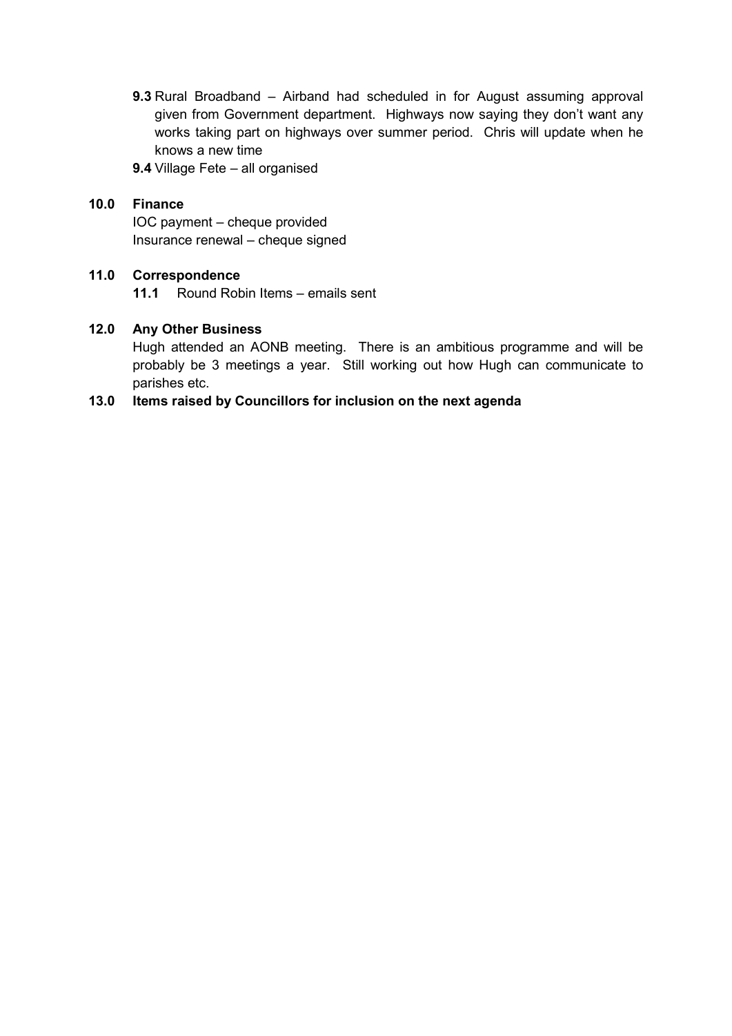**9.3** Rural Broadband – Airband had scheduled in for August assuming approval given from Government department. Highways now saying they don't want any works taking part on highways over summer period. Chris will update when he knows a new time

**9.4** Village Fete – all organised

## 10.0 Finance

IOC payment – cheque provided
Insurance renewal – cheque signed

## 11.0 Correspondence

**11.1** Round Robin Items – emails sent

## 12.0 Any Other Business

Hugh attended an AONB meeting. There is an ambitious programme and will be probably be 3 meetings a year. Still working out how Hugh can communicate to parishes etc.

## 13.0 Items raised by Councillors for inclusion on the next agenda